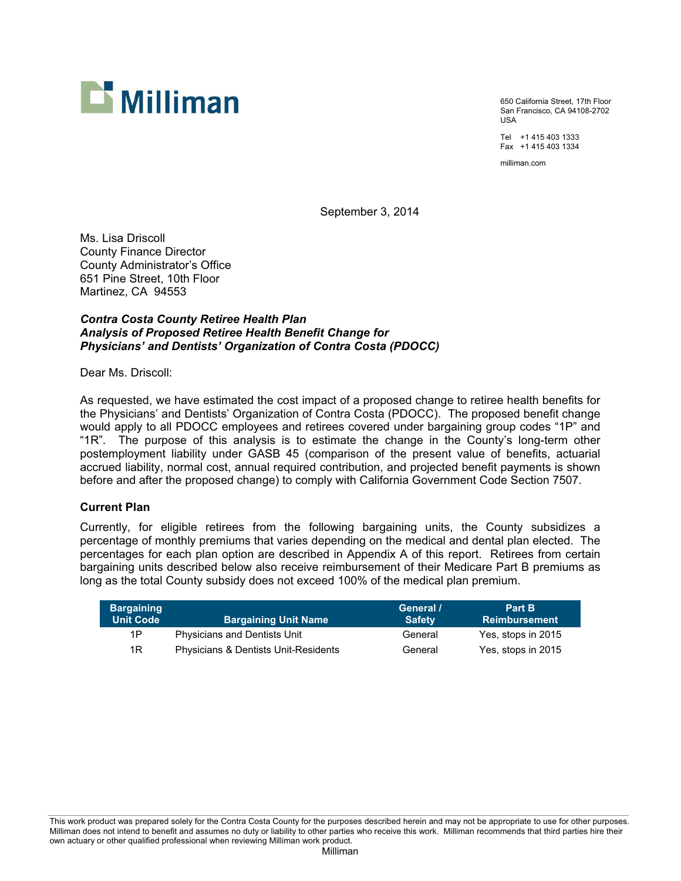Milliman

650 California Street, 17th Floor
San Francisco, CA 94108-2702
USA

Tel +1 415 403 1333
Fax +1 415 403 1334

milliman.com

September 3, 2014

Ms. Lisa Driscoll
County Finance Director
County Administrator's Office
651 Pine Street, 10th Floor
Martinez, CA 94553

***Contra Costa County Retiree Health Plan***
***Analysis of Proposed Retiree Health Benefit Change for***
***Physicians' and Dentists' Organization of Contra Costa (PDOCC)***

Dear Ms. Driscoll:

As requested, we have estimated the cost impact of a proposed change to retiree health benefits for the Physicians' and Dentists' Organization of Contra Costa (PDOCC). The proposed benefit change would apply to all PDOCC employees and retirees covered under bargaining group codes "1P" and "1R". The purpose of this analysis is to estimate the change in the County's long-term other postemployment liability under GASB 45 (comparison of the present value of benefits, actuarial accrued liability, normal cost, annual required contribution, and projected benefit payments is shown before and after the proposed change) to comply with California Government Code Section 7507.

## Current Plan

Currently, for eligible retirees from the following bargaining units, the County subsidizes a percentage of monthly premiums that varies depending on the medical and dental plan elected. The percentages for each plan option are described in Appendix A of this report. Retirees from certain bargaining units described below also receive reimbursement of their Medicare Part B premiums as long as the total County subsidy does not exceed 100% of the medical plan premium.

| Bargaining Unit Code | Bargaining Unit Name | General / Safety | Part B Reimbursement |
|---|---|---|---|
| 1P | Physicians and Dentists Unit | General | Yes, stops in 2015 |
| 1R | Physicians & Dentists Unit-Residents | General | Yes, stops in 2015 |

This work product was prepared solely for the Contra Costa County for the purposes described herein and may not be appropriate to use for other purposes. Milliman does not intend to benefit and assumes no duty or liability to other parties who receive this work. Milliman recommends that third parties hire their own actuary or other qualified professional when reviewing Milliman work product.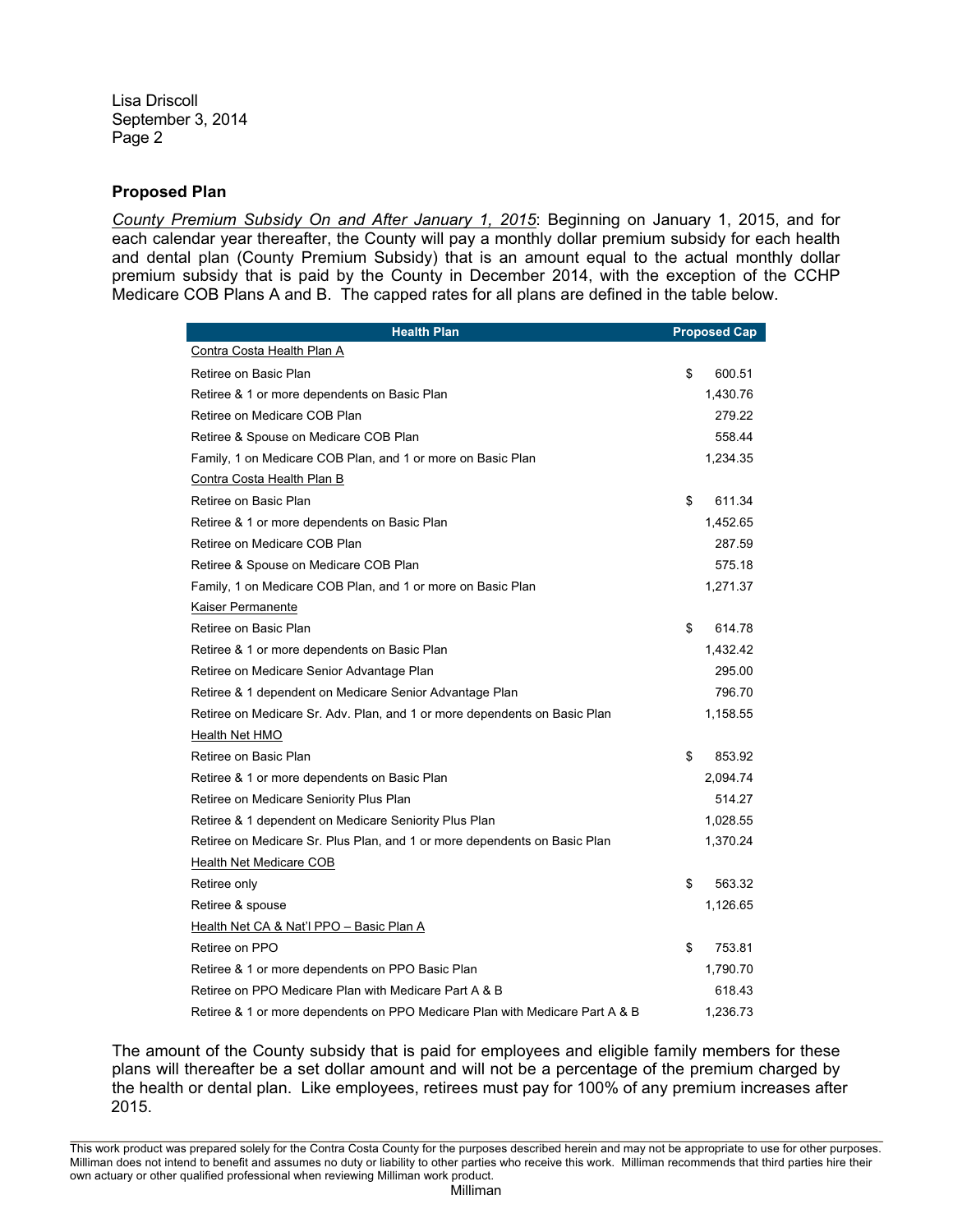## Proposed Plan

*County Premium Subsidy On and After January 1, 2015*: Beginning on January 1, 2015, and for each calendar year thereafter, the County will pay a monthly dollar premium subsidy for each health and dental plan (County Premium Subsidy) that is an amount equal to the actual monthly dollar premium subsidy that is paid by the County in December 2014, with the exception of the CCHP Medicare COB Plans A and B. The capped rates for all plans are defined in the table below.

| Health Plan | Proposed Cap |
|---|---|
| Contra Costa Health Plan A | |
| Retiree on Basic Plan | $ 600.51 |
| Retiree & 1 or more dependents on Basic Plan | 1,430.76 |
| Retiree on Medicare COB Plan | 279.22 |
| Retiree & Spouse on Medicare COB Plan | 558.44 |
| Family, 1 on Medicare COB Plan, and 1 or more on Basic Plan | 1,234.35 |
| Contra Costa Health Plan B | |
| Retiree on Basic Plan | $ 611.34 |
| Retiree & 1 or more dependents on Basic Plan | 1,452.65 |
| Retiree on Medicare COB Plan | 287.59 |
| Retiree & Spouse on Medicare COB Plan | 575.18 |
| Family, 1 on Medicare COB Plan, and 1 or more on Basic Plan | 1,271.37 |
| Kaiser Permanente | |
| Retiree on Basic Plan | $ 614.78 |
| Retiree & 1 or more dependents on Basic Plan | 1,432.42 |
| Retiree on Medicare Senior Advantage Plan | 295.00 |
| Retiree & 1 dependent on Medicare Senior Advantage Plan | 796.70 |
| Retiree on Medicare Sr. Adv. Plan, and 1 or more dependents on Basic Plan | 1,158.55 |
| Health Net HMO | |
| Retiree on Basic Plan | $ 853.92 |
| Retiree & 1 or more dependents on Basic Plan | 2,094.74 |
| Retiree on Medicare Seniority Plus Plan | 514.27 |
| Retiree & 1 dependent on Medicare Seniority Plus Plan | 1,028.55 |
| Retiree on Medicare Sr. Plus Plan, and 1 or more dependents on Basic Plan | 1,370.24 |
| Health Net Medicare COB | |
| Retiree only | $ 563.32 |
| Retiree & spouse | 1,126.65 |
| Health Net CA & Nat'l PPO – Basic Plan A | |
| Retiree on PPO | $ 753.81 |
| Retiree & 1 or more dependents on PPO Basic Plan | 1,790.70 |
| Retiree on PPO Medicare Plan with Medicare Part A & B | 618.43 |
| Retiree & 1 or more dependents on PPO Medicare Plan with Medicare Part A & B | 1,236.73 |

The amount of the County subsidy that is paid for employees and eligible family members for these plans will thereafter be a set dollar amount and will not be a percentage of the premium charged by the health or dental plan. Like employees, retirees must pay for 100% of any premium increases after 2015.

This work product was prepared solely for the Contra Costa County for the purposes described herein and may not be appropriate to use for other purposes. Milliman does not intend to benefit and assumes no duty or liability to other parties who receive this work. Milliman recommends that third parties hire their own actuary or other qualified professional when reviewing Milliman work product.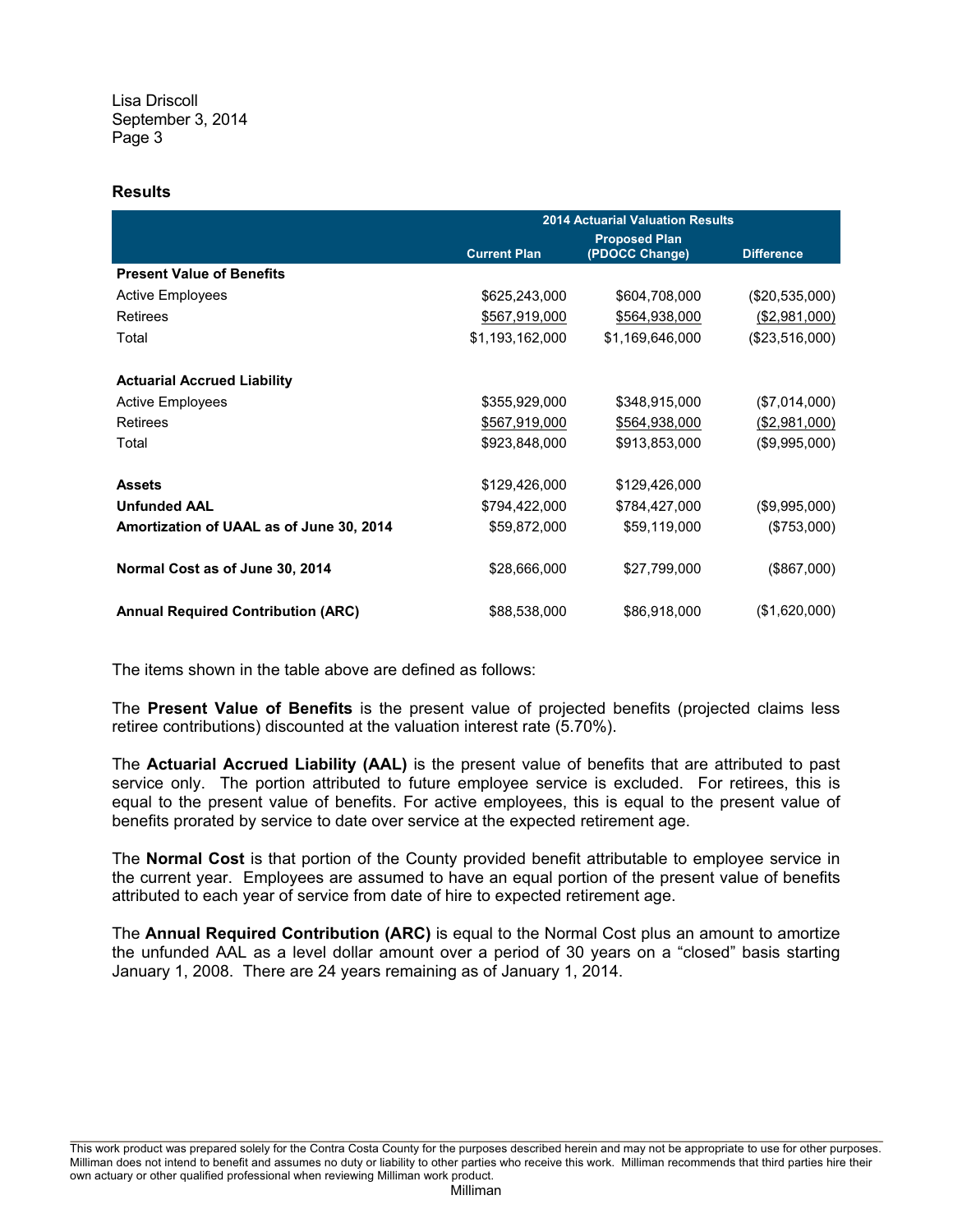Lisa Driscoll
September 3, 2014

## Results

| | 2014 Actuarial Valuation Results | | |
|---|---|---|---|
| | Current Plan | Proposed Plan (PDOCC Change) | Difference |
| **Present Value of Benefits** | | | |
| Active Employees | $625,243,000 | $604,708,000 | ($20,535,000) |
| Retirees | $567,919,000 | $564,938,000 | ($2,981,000) |
| Total | $1,193,162,000 | $1,169,646,000 | ($23,516,000) |
| | | | |
| **Actuarial Accrued Liability** | | | |
| Active Employees | $355,929,000 | $348,915,000 | ($7,014,000) |
| Retirees | $567,919,000 | $564,938,000 | ($2,981,000) |
| Total | $923,848,000 | $913,853,000 | ($9,995,000) |
| | | | |
| **Assets** | $129,426,000 | $129,426,000 | |
| **Unfunded AAL** | $794,422,000 | $784,427,000 | ($9,995,000) |
| **Amortization of UAAL as of June 30, 2014** | $59,872,000 | $59,119,000 | ($753,000) |
| | | | |
| **Normal Cost as of June 30, 2014** | $28,666,000 | $27,799,000 | ($867,000) |
| | | | |
| **Annual Required Contribution (ARC)** | $88,538,000 | $86,918,000 | ($1,620,000) |

The items shown in the table above are defined as follows:

The **Present Value of Benefits** is the present value of projected benefits (projected claims less retiree contributions) discounted at the valuation interest rate (5.70%).

The **Actuarial Accrued Liability (AAL)** is the present value of benefits that are attributed to past service only. The portion attributed to future employee service is excluded. For retirees, this is equal to the present value of benefits. For active employees, this is equal to the present value of benefits prorated by service to date over service at the expected retirement age.

The **Normal Cost** is that portion of the County provided benefit attributable to employee service in the current year. Employees are assumed to have an equal portion of the present value of benefits attributed to each year of service from date of hire to expected retirement age.

The **Annual Required Contribution (ARC)** is equal to the Normal Cost plus an amount to amortize the unfunded AAL as a level dollar amount over a period of 30 years on a "closed" basis starting January 1, 2008. There are 24 years remaining as of January 1, 2014.

This work product was prepared solely for the Contra Costa County for the purposes described herein and may not be appropriate to use for other purposes. Milliman does not intend to benefit and assumes no duty or liability to other parties who receive this work. Milliman recommends that third parties hire their own actuary or other qualified professional when reviewing Milliman work product.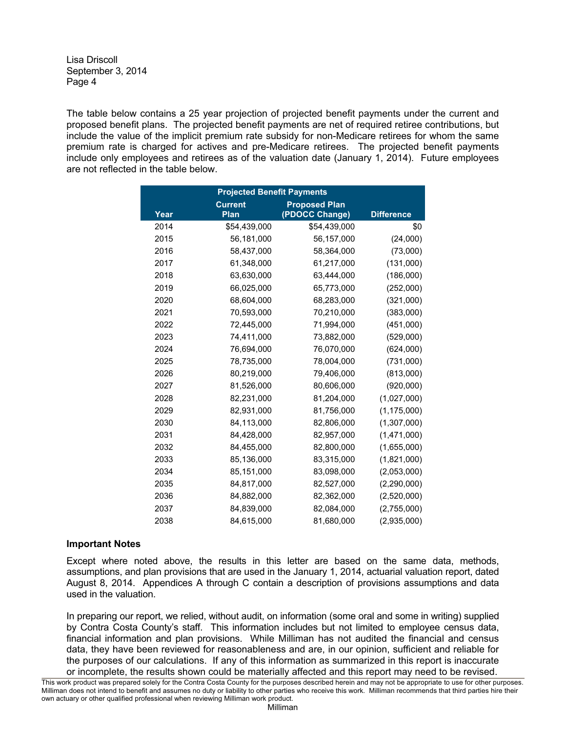The table below contains a 25 year projection of projected benefit payments under the current and proposed benefit plans. The projected benefit payments are net of required retiree contributions, but include the value of the implicit premium rate subsidy for non-Medicare retirees for whom the same premium rate is charged for actives and pre-Medicare retirees. The projected benefit payments include only employees and retirees as of the valuation date (January 1, 2014). Future employees are not reflected in the table below.

| Projected Benefit Payments | | | |
|---|---|---|---|
| Year | Current Plan | Proposed Plan (PDOCC Change) | Difference |
| 2014 | $54,439,000 | $54,439,000 | $0 |
| 2015 | 56,181,000 | 56,157,000 | (24,000) |
| 2016 | 58,437,000 | 58,364,000 | (73,000) |
| 2017 | 61,348,000 | 61,217,000 | (131,000) |
| 2018 | 63,630,000 | 63,444,000 | (186,000) |
| 2019 | 66,025,000 | 65,773,000 | (252,000) |
| 2020 | 68,604,000 | 68,283,000 | (321,000) |
| 2021 | 70,593,000 | 70,210,000 | (383,000) |
| 2022 | 72,445,000 | 71,994,000 | (451,000) |
| 2023 | 74,411,000 | 73,882,000 | (529,000) |
| 2024 | 76,694,000 | 76,070,000 | (624,000) |
| 2025 | 78,735,000 | 78,004,000 | (731,000) |
| 2026 | 80,219,000 | 79,406,000 | (813,000) |
| 2027 | 81,526,000 | 80,606,000 | (920,000) |
| 2028 | 82,231,000 | 81,204,000 | (1,027,000) |
| 2029 | 82,931,000 | 81,756,000 | (1,175,000) |
| 2030 | 84,113,000 | 82,806,000 | (1,307,000) |
| 2031 | 84,428,000 | 82,957,000 | (1,471,000) |
| 2032 | 84,455,000 | 82,800,000 | (1,655,000) |
| 2033 | 85,136,000 | 83,315,000 | (1,821,000) |
| 2034 | 85,151,000 | 83,098,000 | (2,053,000) |
| 2035 | 84,817,000 | 82,527,000 | (2,290,000) |
| 2036 | 84,882,000 | 82,362,000 | (2,520,000) |
| 2037 | 84,839,000 | 82,084,000 | (2,755,000) |
| 2038 | 84,615,000 | 81,680,000 | (2,935,000) |

**Important Notes**

Except where noted above, the results in this letter are based on the same data, methods, assumptions, and plan provisions that are used in the January 1, 2014, actuarial valuation report, dated August 8, 2014. Appendices A through C contain a description of provisions assumptions and data used in the valuation.

In preparing our report, we relied, without audit, on information (some oral and some in writing) supplied by Contra Costa County's staff. This information includes but not limited to employee census data, financial information and plan provisions. While Milliman has not audited the financial and census data, they have been reviewed for reasonableness and are, in our opinion, sufficient and reliable for the purposes of our calculations. If any of this information as summarized in this report is inaccurate or incomplete, the results shown could be materially affected and this report may need to be revised.

This work product was prepared solely for the Contra Costa County for the purposes described herein and may not be appropriate to use for other purposes. Milliman does not intend to benefit and assumes no duty or liability to other parties who receive this work. Milliman recommends that third parties hire their own actuary or other qualified professional when reviewing Milliman work product.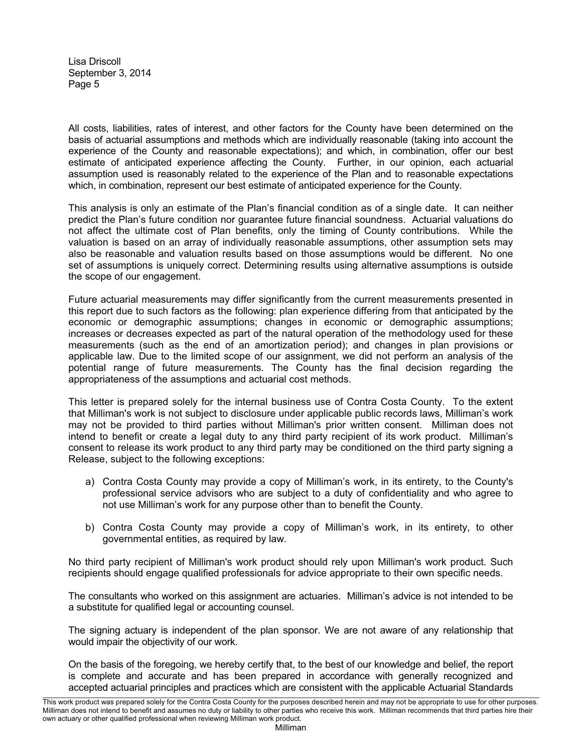All costs, liabilities, rates of interest, and other factors for the County have been determined on the basis of actuarial assumptions and methods which are individually reasonable (taking into account the experience of the County and reasonable expectations); and which, in combination, offer our best estimate of anticipated experience affecting the County. Further, in our opinion, each actuarial assumption used is reasonably related to the experience of the Plan and to reasonable expectations which, in combination, represent our best estimate of anticipated experience for the County.

This analysis is only an estimate of the Plan's financial condition as of a single date. It can neither predict the Plan's future condition nor guarantee future financial soundness. Actuarial valuations do not affect the ultimate cost of Plan benefits, only the timing of County contributions. While the valuation is based on an array of individually reasonable assumptions, other assumption sets may also be reasonable and valuation results based on those assumptions would be different. No one set of assumptions is uniquely correct. Determining results using alternative assumptions is outside the scope of our engagement.

Future actuarial measurements may differ significantly from the current measurements presented in this report due to such factors as the following: plan experience differing from that anticipated by the economic or demographic assumptions; changes in economic or demographic assumptions; increases or decreases expected as part of the natural operation of the methodology used for these measurements (such as the end of an amortization period); and changes in plan provisions or applicable law. Due to the limited scope of our assignment, we did not perform an analysis of the potential range of future measurements. The County has the final decision regarding the appropriateness of the assumptions and actuarial cost methods.

This letter is prepared solely for the internal business use of Contra Costa County. To the extent that Milliman's work is not subject to disclosure under applicable public records laws, Milliman's work may not be provided to third parties without Milliman's prior written consent. Milliman does not intend to benefit or create a legal duty to any third party recipient of its work product. Milliman's consent to release its work product to any third party may be conditioned on the third party signing a Release, subject to the following exceptions:

a) Contra Costa County may provide a copy of Milliman's work, in its entirety, to the County's professional service advisors who are subject to a duty of confidentiality and who agree to not use Milliman's work for any purpose other than to benefit the County.

b) Contra Costa County may provide a copy of Milliman's work, in its entirety, to other governmental entities, as required by law.

No third party recipient of Milliman's work product should rely upon Milliman's work product. Such recipients should engage qualified professionals for advice appropriate to their own specific needs.

The consultants who worked on this assignment are actuaries. Milliman's advice is not intended to be a substitute for qualified legal or accounting counsel.

The signing actuary is independent of the plan sponsor. We are not aware of any relationship that would impair the objectivity of our work.

On the basis of the foregoing, we hereby certify that, to the best of our knowledge and belief, the report is complete and accurate and has been prepared in accordance with generally recognized and accepted actuarial principles and practices which are consistent with the applicable Actuarial Standards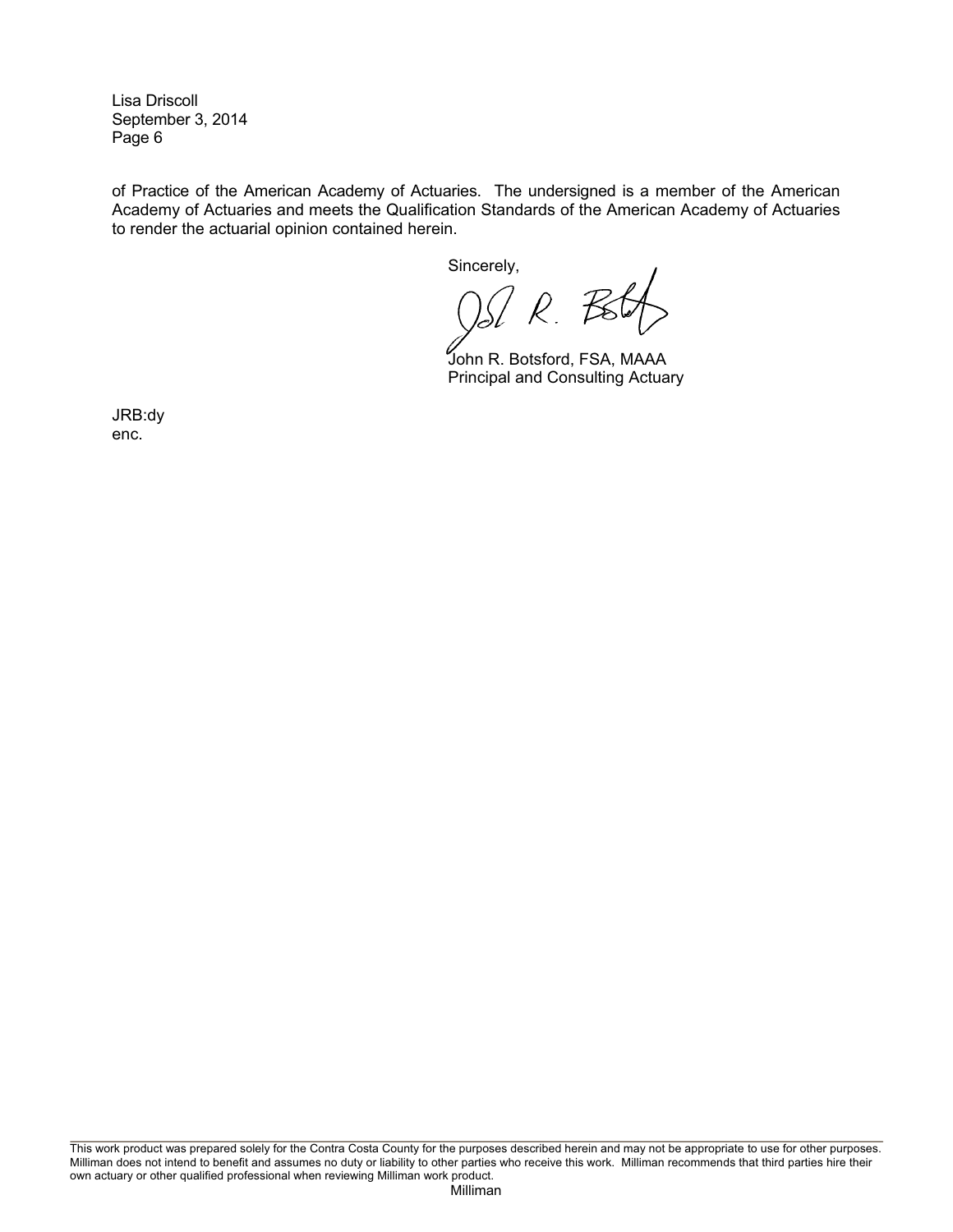of Practice of the American Academy of Actuaries. The undersigned is a member of the American Academy of Actuaries and meets the Qualification Standards of the American Academy of Actuaries to render the actuarial opinion contained herein.

Sincerely,

John R. Botsford, FSA, MAAA
Principal and Consulting Actuary

JRB:dy
enc.

This work product was prepared solely for the Contra Costa County for the purposes described herein and may not be appropriate to use for other purposes. Milliman does not intend to benefit and assumes no duty or liability to other parties who receive this work. Milliman recommends that third parties hire their own actuary or other qualified professional when reviewing Milliman work product.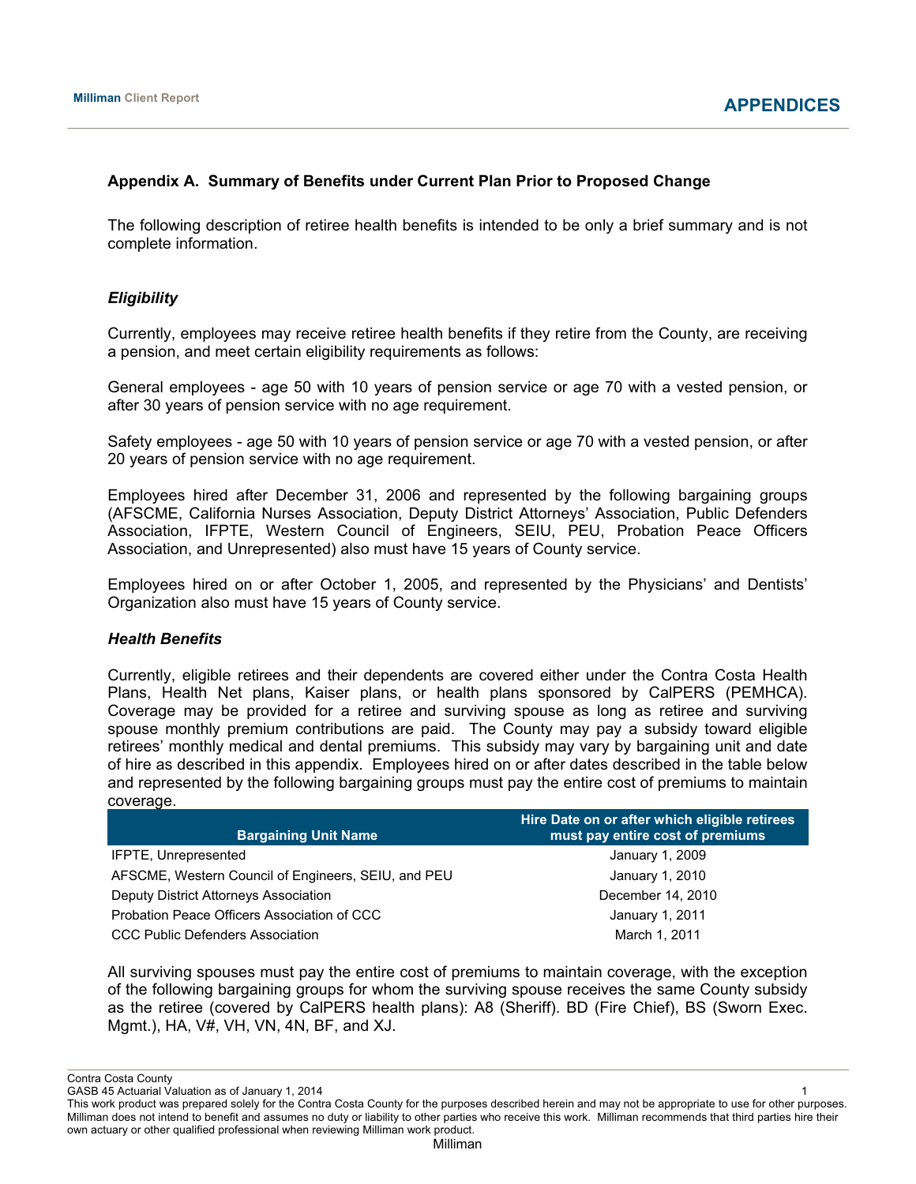## Appendix A. Summary of Benefits under Current Plan Prior to Proposed Change

The following description of retiree health benefits is intended to be only a brief summary and is not complete information.

### *Eligibility*

Currently, employees may receive retiree health benefits if they retire from the County, are receiving a pension, and meet certain eligibility requirements as follows:

General employees - age 50 with 10 years of pension service or age 70 with a vested pension, or after 30 years of pension service with no age requirement.

Safety employees - age 50 with 10 years of pension service or age 70 with a vested pension, or after 20 years of pension service with no age requirement.

Employees hired after December 31, 2006 and represented by the following bargaining groups (AFSCME, California Nurses Association, Deputy District Attorneys' Association, Public Defenders Association, IFPTE, Western Council of Engineers, SEIU, PEU, Probation Peace Officers Association, and Unrepresented) also must have 15 years of County service.

Employees hired on or after October 1, 2005, and represented by the Physicians' and Dentists' Organization also must have 15 years of County service.

### *Health Benefits*

Currently, eligible retirees and their dependents are covered either under the Contra Costa Health Plans, Health Net plans, Kaiser plans, or health plans sponsored by CalPERS (PEMHCA). Coverage may be provided for a retiree and surviving spouse as long as retiree and surviving spouse monthly premium contributions are paid. The County may pay a subsidy toward eligible retirees' monthly medical and dental premiums. This subsidy may vary by bargaining unit and date of hire as described in this appendix. Employees hired on or after dates described in the table below and represented by the following bargaining groups must pay the entire cost of premiums to maintain coverage.

| Bargaining Unit Name | Hire Date on or after which eligible retirees must pay entire cost of premiums |
|---|---|
| IFPTE, Unrepresented | January 1, 2009 |
| AFSCME, Western Council of Engineers, SEIU, and PEU | January 1, 2010 |
| Deputy District Attorneys Association | December 14, 2010 |
| Probation Peace Officers Association of CCC | January 1, 2011 |
| CCC Public Defenders Association | March 1, 2011 |

All surviving spouses must pay the entire cost of premiums to maintain coverage, with the exception of the following bargaining groups for whom the surviving spouse receives the same County subsidy as the retiree (covered by CalPERS health plans): A8 (Sheriff). BD (Fire Chief), BS (Sworn Exec. Mgmt.), HA, V#, VH, VN, 4N, BF, and XJ.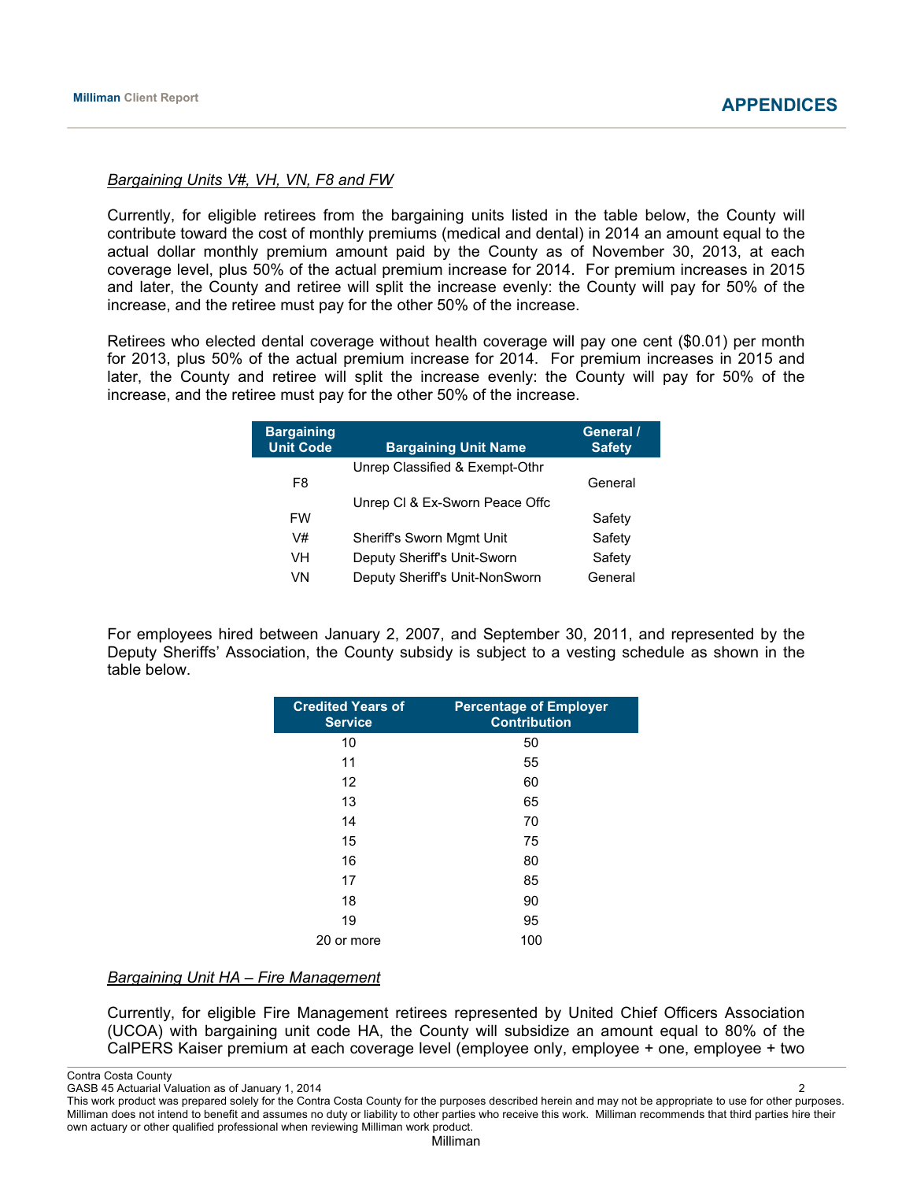*Bargaining Units V#, VH, VN, F8 and FW*

Currently, for eligible retirees from the bargaining units listed in the table below, the County will contribute toward the cost of monthly premiums (medical and dental) in 2014 an amount equal to the actual dollar monthly premium amount paid by the County as of November 30, 2013, at each coverage level, plus 50% of the actual premium increase for 2014. For premium increases in 2015 and later, the County and retiree will split the increase evenly: the County will pay for 50% of the increase, and the retiree must pay for the other 50% of the increase.

Retirees who elected dental coverage without health coverage will pay one cent ($0.01) per month for 2013, plus 50% of the actual premium increase for 2014. For premium increases in 2015 and later, the County and retiree will split the increase evenly: the County will pay for 50% of the increase, and the retiree must pay for the other 50% of the increase.

| Bargaining Unit Code | Bargaining Unit Name | General / Safety |
|---|---|---|
| F8 | Unrep Classified & Exempt-Othr | General |
| FW | Unrep Cl & Ex-Sworn Peace Offc | Safety |
| V# | Sheriff's Sworn Mgmt Unit | Safety |
| VH | Deputy Sheriff's Unit-Sworn | Safety |
| VN | Deputy Sheriff's Unit-NonSworn | General |

For employees hired between January 2, 2007, and September 30, 2011, and represented by the Deputy Sheriffs' Association, the County subsidy is subject to a vesting schedule as shown in the table below.

| Credited Years of Service | Percentage of Employer Contribution |
|---|---|
| 10 | 50 |
| 11 | 55 |
| 12 | 60 |
| 13 | 65 |
| 14 | 70 |
| 15 | 75 |
| 16 | 80 |
| 17 | 85 |
| 18 | 90 |
| 19 | 95 |
| 20 or more | 100 |

*Bargaining Unit HA – Fire Management*

Currently, for eligible Fire Management retirees represented by United Chief Officers Association (UCOA) with bargaining unit code HA, the County will subsidize an amount equal to 80% of the CalPERS Kaiser premium at each coverage level (employee only, employee + one, employee + two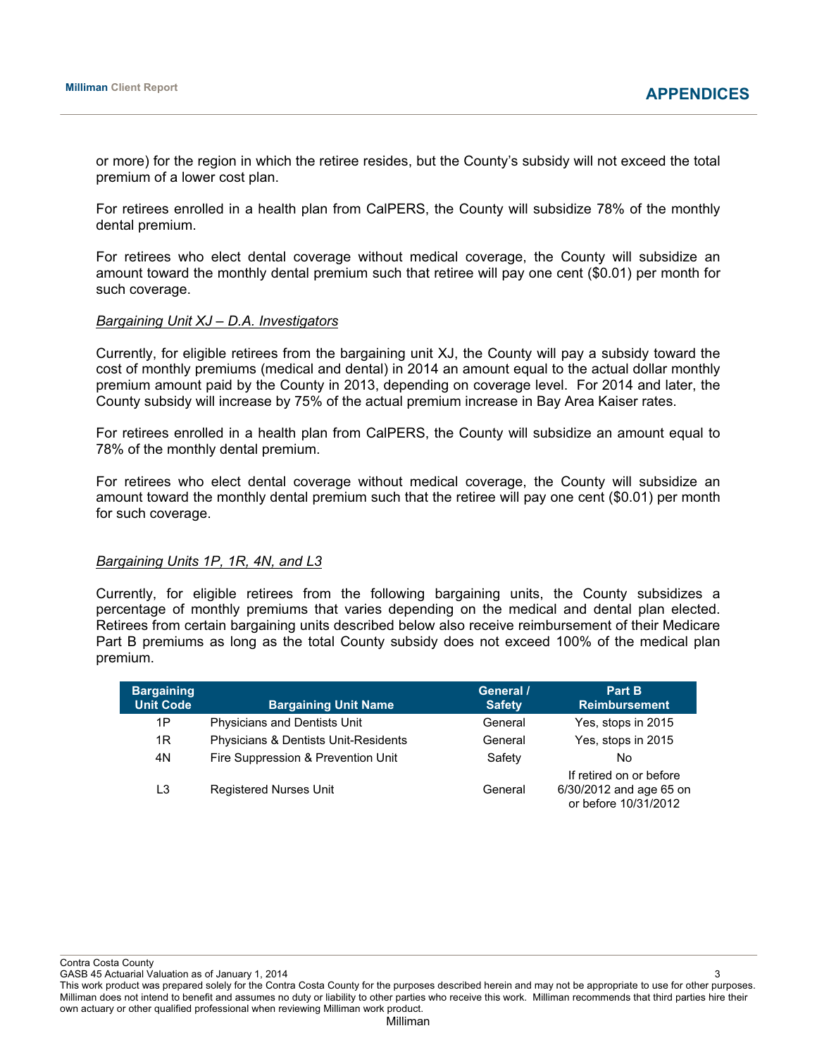or more) for the region in which the retiree resides, but the County's subsidy will not exceed the total premium of a lower cost plan.

For retirees enrolled in a health plan from CalPERS, the County will subsidize 78% of the monthly dental premium.

For retirees who elect dental coverage without medical coverage, the County will subsidize an amount toward the monthly dental premium such that retiree will pay one cent ($0.01) per month for such coverage.

*Bargaining Unit XJ – D.A. Investigators*

Currently, for eligible retirees from the bargaining unit XJ, the County will pay a subsidy toward the cost of monthly premiums (medical and dental) in 2014 an amount equal to the actual dollar monthly premium amount paid by the County in 2013, depending on coverage level. For 2014 and later, the County subsidy will increase by 75% of the actual premium increase in Bay Area Kaiser rates.

For retirees enrolled in a health plan from CalPERS, the County will subsidize an amount equal to 78% of the monthly dental premium.

For retirees who elect dental coverage without medical coverage, the County will subsidize an amount toward the monthly dental premium such that the retiree will pay one cent ($0.01) per month for such coverage.

*Bargaining Units 1P, 1R, 4N, and L3*

Currently, for eligible retirees from the following bargaining units, the County subsidizes a percentage of monthly premiums that varies depending on the medical and dental plan elected. Retirees from certain bargaining units described below also receive reimbursement of their Medicare Part B premiums as long as the total County subsidy does not exceed 100% of the medical plan premium.

| Bargaining Unit Code | Bargaining Unit Name | General / Safety | Part B Reimbursement |
|---|---|---|---|
| 1P | Physicians and Dentists Unit | General | Yes, stops in 2015 |
| 1R | Physicians & Dentists Unit-Residents | General | Yes, stops in 2015 |
| 4N | Fire Suppression & Prevention Unit | Safety | No |
| L3 | Registered Nurses Unit | General | If retired on or before 6/30/2012 and age 65 on or before 10/31/2012 |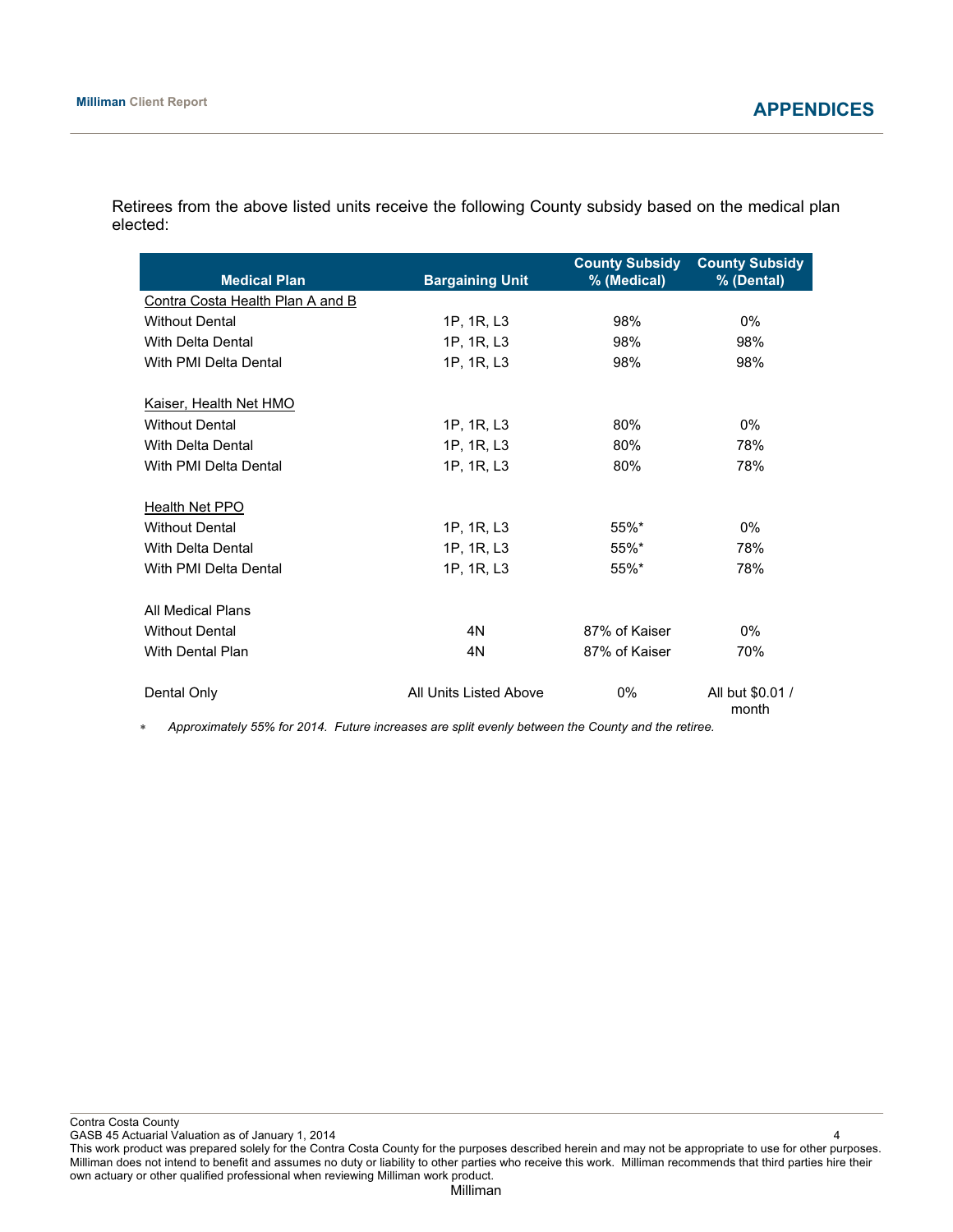Retirees from the above listed units receive the following County subsidy based on the medical plan elected:

| Medical Plan | Bargaining Unit | County Subsidy % (Medical) | County Subsidy % (Dental) |
|---|---|---|---|
| <u>Contra Costa Health Plan A and B</u> | | | |
| Without Dental | 1P, 1R, L3 | 98% | 0% |
| With Delta Dental | 1P, 1R, L3 | 98% | 98% |
| With PMI Delta Dental | 1P, 1R, L3 | 98% | 98% |
| | | | |
| <u>Kaiser, Health Net HMO</u> | | | |
| Without Dental | 1P, 1R, L3 | 80% | 0% |
| With Delta Dental | 1P, 1R, L3 | 80% | 78% |
| With PMI Delta Dental | 1P, 1R, L3 | 80% | 78% |
| | | | |
| <u>Health Net PPO</u> | | | |
| Without Dental | 1P, 1R, L3 | 55%* | 0% |
| With Delta Dental | 1P, 1R, L3 | 55%* | 78% |
| With PMI Delta Dental | 1P, 1R, L3 | 55%* | 78% |
| | | | |
| All Medical Plans | | | |
| Without Dental | 4N | 87% of Kaiser | 0% |
| With Dental Plan | 4N | 87% of Kaiser | 70% |
| | | | |
| Dental Only | All Units Listed Above | 0% | All but $0.01 / month |

\* *Approximately 55% for 2014. Future increases are split evenly between the County and the retiree.*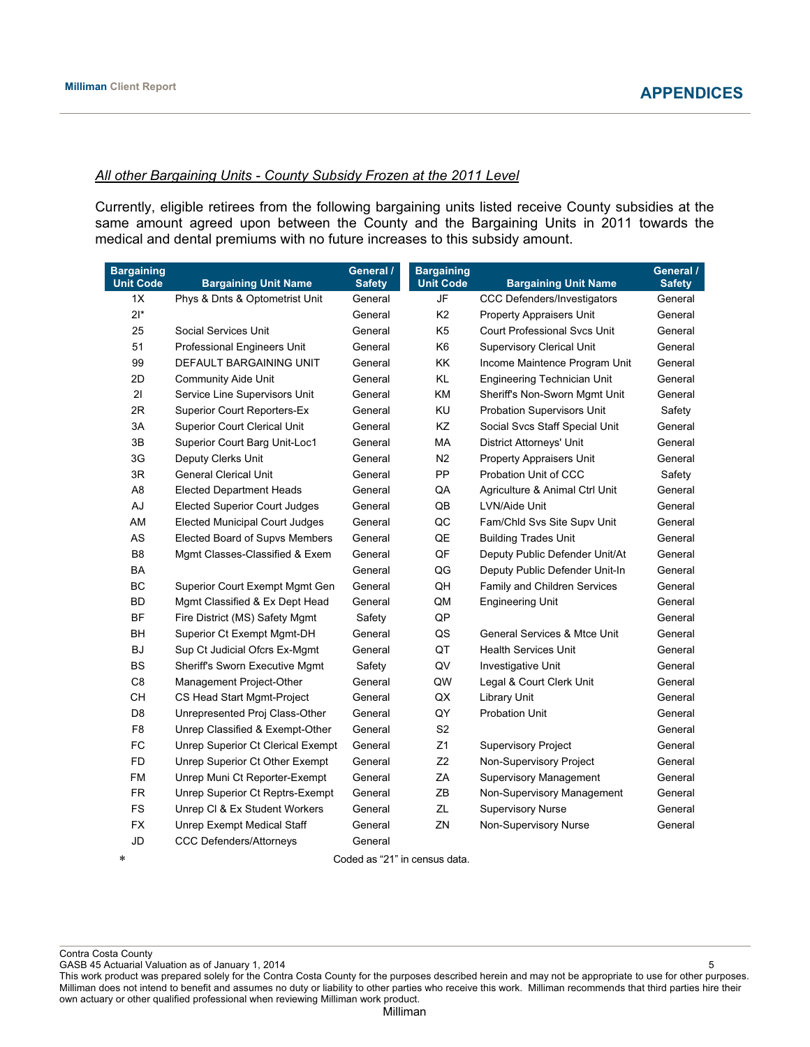## *All other Bargaining Units - County Subsidy Frozen at the 2011 Level*

Currently, eligible retirees from the following bargaining units listed receive County subsidies at the same amount agreed upon between the County and the Bargaining Units in 2011 towards the medical and dental premiums with no future increases to this subsidy amount.

| Bargaining Unit Code | Bargaining Unit Name | General / Safety | Bargaining Unit Code | Bargaining Unit Name | General / Safety |
|---|---|---|---|---|---|
| 1X | Phys & Dnts & Optometrist Unit | General | JF | CCC Defenders/Investigators | General |
| 2I* | | General | K2 | Property Appraisers Unit | General |
| 25 | Social Services Unit | General | K5 | Court Professional Svcs Unit | General |
| 51 | Professional Engineers Unit | General | K6 | Supervisory Clerical Unit | General |
| 99 | DEFAULT BARGAINING UNIT | General | KK | Income Maintence Program Unit | General |
| 2D | Community Aide Unit | General | KL | Engineering Technician Unit | General |
| 2I | Service Line Supervisors Unit | General | KM | Sheriff's Non-Sworn Mgmt Unit | General |
| 2R | Superior Court Reporters-Ex | General | KU | Probation Supervisors Unit | Safety |
| 3A | Superior Court Clerical Unit | General | KZ | Social Svcs Staff Special Unit | General |
| 3B | Superior Court Barg Unit-Loc1 | General | MA | District Attorneys' Unit | General |
| 3G | Deputy Clerks Unit | General | N2 | Property Appraisers Unit | General |
| 3R | General Clerical Unit | General | PP | Probation Unit of CCC | Safety |
| A8 | Elected Department Heads | General | QA | Agriculture & Animal Ctrl Unit | General |
| AJ | Elected Superior Court Judges | General | QB | LVN/Aide Unit | General |
| AM | Elected Municipal Court Judges | General | QC | Fam/Chld Svs Site Supv Unit | General |
| AS | Elected Board of Supvs Members | General | QE | Building Trades Unit | General |
| B8 | Mgmt Classes-Classified & Exem | General | QF | Deputy Public Defender Unit/At | General |
| BA | | General | QG | Deputy Public Defender Unit-In | General |
| BC | Superior Court Exempt Mgmt Gen | General | QH | Family and Children Services | General |
| BD | Mgmt Classified & Ex Dept Head | General | QM | Engineering Unit | General |
| BF | Fire District (MS) Safety Mgmt | Safety | QP | | General |
| BH | Superior Ct Exempt Mgmt-DH | General | QS | General Services & Mtce Unit | General |
| BJ | Sup Ct Judicial Ofcrs Ex-Mgmt | General | QT | Health Services Unit | General |
| BS | Sheriff's Sworn Executive Mgmt | Safety | QV | Investigative Unit | General |
| C8 | Management Project-Other | General | QW | Legal & Court Clerk Unit | General |
| CH | CS Head Start Mgmt-Project | General | QX | Library Unit | General |
| D8 | Unrepresented Proj Class-Other | General | QY | Probation Unit | General |
| F8 | Unrep Classified & Exempt-Other | General | S2 | | General |
| FC | Unrep Superior Ct Clerical Exempt | General | Z1 | Supervisory Project | General |
| FD | Unrep Superior Ct Other Exempt | General | Z2 | Non-Supervisory Project | General |
| FM | Unrep Muni Ct Reporter-Exempt | General | ZA | Supervisory Management | General |
| FR | Unrep Superior Ct Reptrs-Exempt | General | ZB | Non-Supervisory Management | General |
| FS | Unrep Cl & Ex Student Workers | General | ZL | Supervisory Nurse | General |
| FX | Unrep Exempt Medical Staff | General | ZN | Non-Supervisory Nurse | General |
| JD | CCC Defenders/Attorneys | General | | | |

\* Coded as "21" in census data.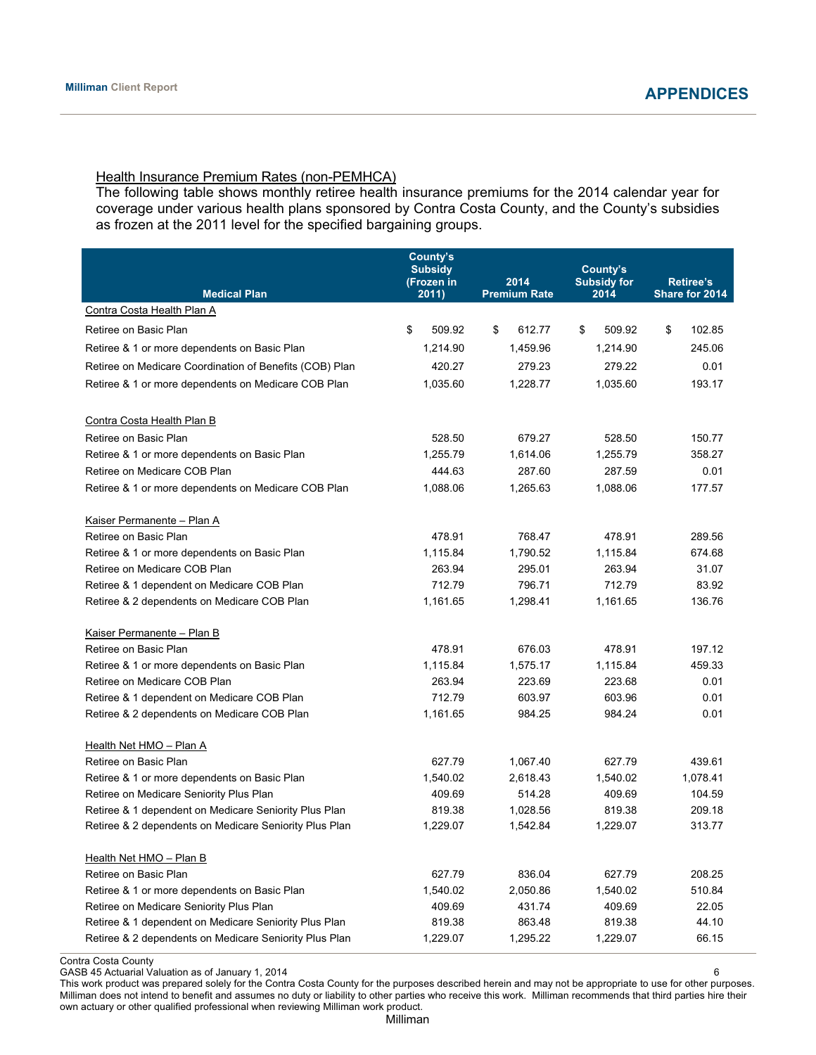## Health Insurance Premium Rates (non-PEMHCA)

The following table shows monthly retiree health insurance premiums for the 2014 calendar year for coverage under various health plans sponsored by Contra Costa County, and the County's subsidies as frozen at the 2011 level for the specified bargaining groups.

| Medical Plan | County's Subsidy (Frozen in 2011) | 2014 Premium Rate | County's Subsidy for 2014 | Retiree's Share for 2014 |
|---|---|---|---|---|
| Contra Costa Health Plan A | | | | |
| Retiree on Basic Plan | $ 509.92 | $ 612.77 | $ 509.92 | $ 102.85 |
| Retiree & 1 or more dependents on Basic Plan | 1,214.90 | 1,459.96 | 1,214.90 | 245.06 |
| Retiree on Medicare Coordination of Benefits (COB) Plan | 420.27 | 279.23 | 279.22 | 0.01 |
| Retiree & 1 or more dependents on Medicare COB Plan | 1,035.60 | 1,228.77 | 1,035.60 | 193.17 |
| Contra Costa Health Plan B | | | | |
| Retiree on Basic Plan | 528.50 | 679.27 | 528.50 | 150.77 |
| Retiree & 1 or more dependents on Basic Plan | 1,255.79 | 1,614.06 | 1,255.79 | 358.27 |
| Retiree on Medicare COB Plan | 444.63 | 287.60 | 287.59 | 0.01 |
| Retiree & 1 or more dependents on Medicare COB Plan | 1,088.06 | 1,265.63 | 1,088.06 | 177.57 |
| Kaiser Permanente – Plan A | | | | |
| Retiree on Basic Plan | 478.91 | 768.47 | 478.91 | 289.56 |
| Retiree & 1 or more dependents on Basic Plan | 1,115.84 | 1,790.52 | 1,115.84 | 674.68 |
| Retiree on Medicare COB Plan | 263.94 | 295.01 | 263.94 | 31.07 |
| Retiree & 1 dependent on Medicare COB Plan | 712.79 | 796.71 | 712.79 | 83.92 |
| Retiree & 2 dependents on Medicare COB Plan | 1,161.65 | 1,298.41 | 1,161.65 | 136.76 |
| Kaiser Permanente – Plan B | | | | |
| Retiree on Basic Plan | 478.91 | 676.03 | 478.91 | 197.12 |
| Retiree & 1 or more dependents on Basic Plan | 1,115.84 | 1,575.17 | 1,115.84 | 459.33 |
| Retiree on Medicare COB Plan | 263.94 | 223.69 | 223.68 | 0.01 |
| Retiree & 1 dependent on Medicare COB Plan | 712.79 | 603.97 | 603.96 | 0.01 |
| Retiree & 2 dependents on Medicare COB Plan | 1,161.65 | 984.25 | 984.24 | 0.01 |
| Health Net HMO – Plan A | | | | |
| Retiree on Basic Plan | 627.79 | 1,067.40 | 627.79 | 439.61 |
| Retiree & 1 or more dependents on Basic Plan | 1,540.02 | 2,618.43 | 1,540.02 | 1,078.41 |
| Retiree on Medicare Seniority Plus Plan | 409.69 | 514.28 | 409.69 | 104.59 |
| Retiree & 1 dependent on Medicare Seniority Plus Plan | 819.38 | 1,028.56 | 819.38 | 209.18 |
| Retiree & 2 dependents on Medicare Seniority Plus Plan | 1,229.07 | 1,542.84 | 1,229.07 | 313.77 |
| Health Net HMO – Plan B | | | | |
| Retiree on Basic Plan | 627.79 | 836.04 | 627.79 | 208.25 |
| Retiree & 1 or more dependents on Basic Plan | 1,540.02 | 2,050.86 | 1,540.02 | 510.84 |
| Retiree on Medicare Seniority Plus Plan | 409.69 | 431.74 | 409.69 | 22.05 |
| Retiree & 1 dependent on Medicare Seniority Plus Plan | 819.38 | 863.48 | 819.38 | 44.10 |
| Retiree & 2 dependents on Medicare Seniority Plus Plan | 1,229.07 | 1,295.22 | 1,229.07 | 66.15 |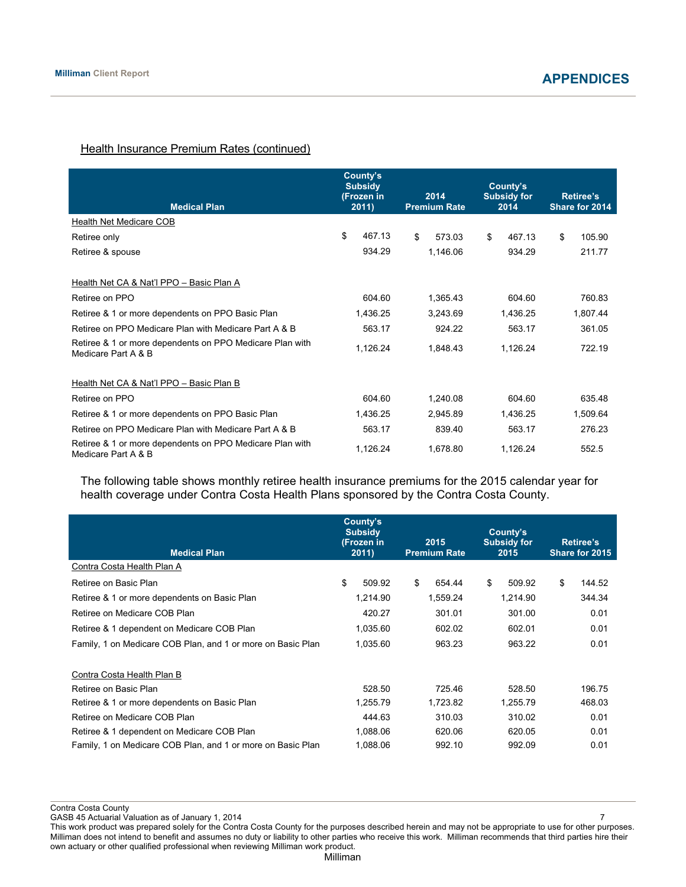## Health Insurance Premium Rates (continued)

| Medical Plan | County's Subsidy (Frozen in 2011) | 2014 Premium Rate | County's Subsidy for 2014 | Retiree's Share for 2014 |
|---|---|---|---|---|
| Health Net Medicare COB | | | | |
| Retiree only | $ 467.13 | $ 573.03 | $ 467.13 | $ 105.90 |
| Retiree & spouse | 934.29 | 1,146.06 | 934.29 | 211.77 |
| | | | | |
| Health Net CA & Nat'l PPO – Basic Plan A | | | | |
| Retiree on PPO | 604.60 | 1,365.43 | 604.60 | 760.83 |
| Retiree & 1 or more dependents on PPO Basic Plan | 1,436.25 | 3,243.69 | 1,436.25 | 1,807.44 |
| Retiree on PPO Medicare Plan with Medicare Part A & B | 563.17 | 924.22 | 563.17 | 361.05 |
| Retiree & 1 or more dependents on PPO Medicare Plan with Medicare Part A & B | 1,126.24 | 1,848.43 | 1,126.24 | 722.19 |
| | | | | |
| Health Net CA & Nat'l PPO – Basic Plan B | | | | |
| Retiree on PPO | 604.60 | 1,240.08 | 604.60 | 635.48 |
| Retiree & 1 or more dependents on PPO Basic Plan | 1,436.25 | 2,945.89 | 1,436.25 | 1,509.64 |
| Retiree on PPO Medicare Plan with Medicare Part A & B | 563.17 | 839.40 | 563.17 | 276.23 |
| Retiree & 1 or more dependents on PPO Medicare Plan with Medicare Part A & B | 1,126.24 | 1,678.80 | 1,126.24 | 552.5 |

The following table shows monthly retiree health insurance premiums for the 2015 calendar year for health coverage under Contra Costa Health Plans sponsored by the Contra Costa County.

| Medical Plan | County's Subsidy (Frozen in 2011) | 2015 Premium Rate | County's Subsidy for 2015 | Retiree's Share for 2015 |
|---|---|---|---|---|
| Contra Costa Health Plan A | | | | |
| Retiree on Basic Plan | $ 509.92 | $ 654.44 | $ 509.92 | $ 144.52 |
| Retiree & 1 or more dependents on Basic Plan | 1,214.90 | 1,559.24 | 1,214.90 | 344.34 |
| Retiree on Medicare COB Plan | 420.27 | 301.01 | 301.00 | 0.01 |
| Retiree & 1 dependent on Medicare COB Plan | 1,035.60 | 602.02 | 602.01 | 0.01 |
| Family, 1 on Medicare COB Plan, and 1 or more on Basic Plan | 1,035.60 | 963.23 | 963.22 | 0.01 |
| | | | | |
| Contra Costa Health Plan B | | | | |
| Retiree on Basic Plan | 528.50 | 725.46 | 528.50 | 196.75 |
| Retiree & 1 or more dependents on Basic Plan | 1,255.79 | 1,723.82 | 1,255.79 | 468.03 |
| Retiree on Medicare COB Plan | 444.63 | 310.03 | 310.02 | 0.01 |
| Retiree & 1 dependent on Medicare COB Plan | 1,088.06 | 620.06 | 620.05 | 0.01 |
| Family, 1 on Medicare COB Plan, and 1 or more on Basic Plan | 1,088.06 | 992.10 | 992.09 | 0.01 |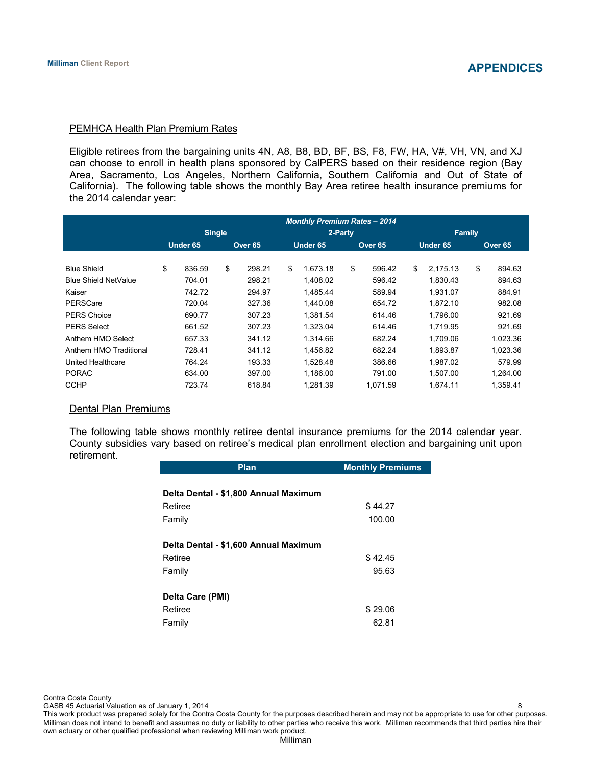## PEMHCA Health Plan Premium Rates

Eligible retirees from the bargaining units 4N, A8, B8, BD, BF, BS, F8, FW, HA, V#, VH, VN, and XJ can choose to enroll in health plans sponsored by CalPERS based on their residence region (Bay Area, Sacramento, Los Angeles, Northern California, Southern California and Out of State of California). The following table shows the monthly Bay Area retiree health insurance premiums for the 2014 calendar year:

| | *Monthly Premium Rates – 2014* | | | | | |
|---|---|---|---|---|---|---|
| | Single | | 2-Party | | Family | |
| | Under 65 | Over 65 | Under 65 | Over 65 | Under 65 | Over 65 |
| Blue Shield | $ 836.59 | $ 298.21 | $ 1,673.18 | $ 596.42 | $ 2,175.13 | $ 894.63 |
| Blue Shield NetValue | 704.01 | 298.21 | 1,408.02 | 596.42 | 1,830.43 | 894.63 |
| Kaiser | 742.72 | 294.97 | 1,485.44 | 589.94 | 1,931.07 | 884.91 |
| PERSCare | 720.04 | 327.36 | 1,440.08 | 654.72 | 1,872.10 | 982.08 |
| PERS Choice | 690.77 | 307.23 | 1,381.54 | 614.46 | 1,796.00 | 921.69 |
| PERS Select | 661.52 | 307.23 | 1,323.04 | 614.46 | 1,719.95 | 921.69 |
| Anthem HMO Select | 657.33 | 341.12 | 1,314.66 | 682.24 | 1,709.06 | 1,023.36 |
| Anthem HMO Traditional | 728.41 | 341.12 | 1,456.82 | 682.24 | 1,893.87 | 1,023.36 |
| United Healthcare | 764.24 | 193.33 | 1,528.48 | 386.66 | 1,987.02 | 579.99 |
| PORAC | 634.00 | 397.00 | 1,186.00 | 791.00 | 1,507.00 | 1,264.00 |
| CCHP | 723.74 | 618.84 | 1,281.39 | 1,071.59 | 1,674.11 | 1,359.41 |

## Dental Plan Premiums

The following table shows monthly retiree dental insurance premiums for the 2014 calendar year. County subsidies vary based on retiree's medical plan enrollment election and bargaining unit upon retirement.

| Plan | Monthly Premiums |
|---|---|
| **Delta Dental - $1,800 Annual Maximum** | |
| Retiree | $ 44.27 |
| Family | 100.00 |
| **Delta Dental - $1,600 Annual Maximum** | |
| Retiree | $ 42.45 |
| Family | 95.63 |
| **Delta Care (PMI)** | |
| Retiree | $ 29.06 |
| Family | 62.81 |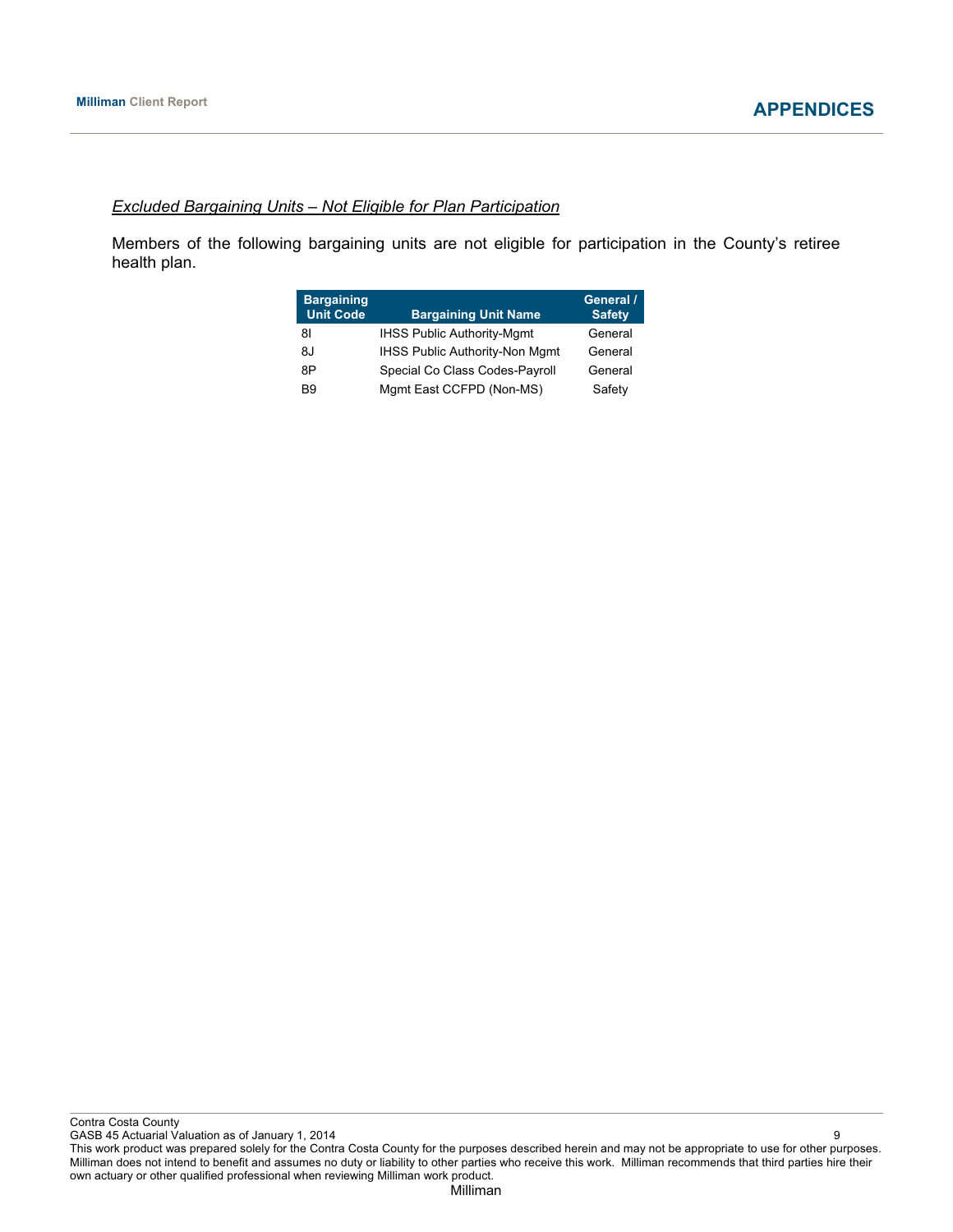*Excluded Bargaining Units – Not Eligible for Plan Participation*

Members of the following bargaining units are not eligible for participation in the County's retiree health plan.

| Bargaining Unit Code | Bargaining Unit Name | General / Safety |
|---|---|---|
| 8I | IHSS Public Authority-Mgmt | General |
| 8J | IHSS Public Authority-Non Mgmt | General |
| 8P | Special Co Class Codes-Payroll | General |
| B9 | Mgmt East CCFPD (Non-MS) | Safety |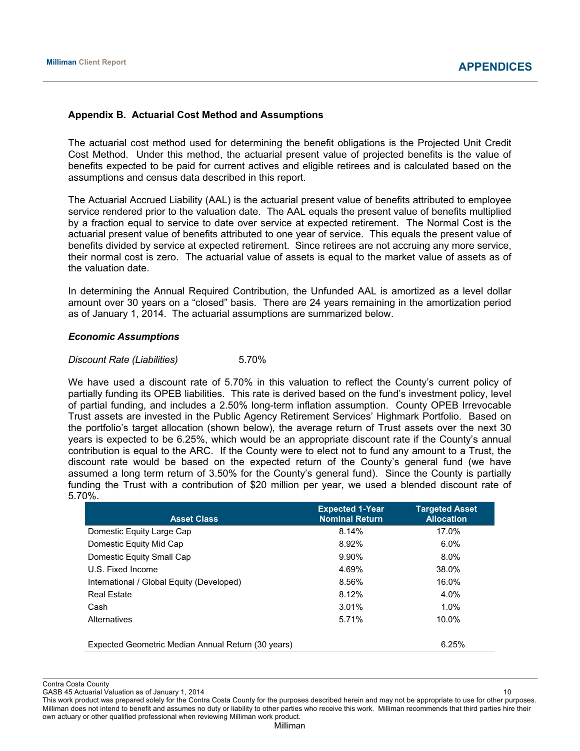## Appendix B. Actuarial Cost Method and Assumptions

The actuarial cost method used for determining the benefit obligations is the Projected Unit Credit Cost Method. Under this method, the actuarial present value of projected benefits is the value of benefits expected to be paid for current actives and eligible retirees and is calculated based on the assumptions and census data described in this report.

The Actuarial Accrued Liability (AAL) is the actuarial present value of benefits attributed to employee service rendered prior to the valuation date. The AAL equals the present value of benefits multiplied by a fraction equal to service to date over service at expected retirement. The Normal Cost is the actuarial present value of benefits attributed to one year of service. This equals the present value of benefits divided by service at expected retirement. Since retirees are not accruing any more service, their normal cost is zero. The actuarial value of assets is equal to the market value of assets as of the valuation date.

In determining the Annual Required Contribution, the Unfunded AAL is amortized as a level dollar amount over 30 years on a "closed" basis. There are 24 years remaining in the amortization period as of January 1, 2014. The actuarial assumptions are summarized below.

### *Economic Assumptions*

*Discount Rate (Liabilities)* 5.70%

We have used a discount rate of 5.70% in this valuation to reflect the County's current policy of partially funding its OPEB liabilities. This rate is derived based on the fund's investment policy, level of partial funding, and includes a 2.50% long-term inflation assumption. County OPEB Irrevocable Trust assets are invested in the Public Agency Retirement Services' Highmark Portfolio. Based on the portfolio's target allocation (shown below), the average return of Trust assets over the next 30 years is expected to be 6.25%, which would be an appropriate discount rate if the County's annual contribution is equal to the ARC. If the County were to elect not to fund any amount to a Trust, the discount rate would be based on the expected return of the County's general fund (we have assumed a long term return of 3.50% for the County's general fund). Since the County is partially funding the Trust with a contribution of $20 million per year, we used a blended discount rate of 5.70%.

| Asset Class | Expected 1-Year Nominal Return | Targeted Asset Allocation |
|---|---|---|
| Domestic Equity Large Cap | 8.14% | 17.0% |
| Domestic Equity Mid Cap | 8.92% | 6.0% |
| Domestic Equity Small Cap | 9.90% | 8.0% |
| U.S. Fixed Income | 4.69% | 38.0% |
| International / Global Equity (Developed) | 8.56% | 16.0% |
| Real Estate | 8.12% | 4.0% |
| Cash | 3.01% | 1.0% |
| Alternatives | 5.71% | 10.0% |
| | | |
| Expected Geometric Median Annual Return (30 years) | | 6.25% |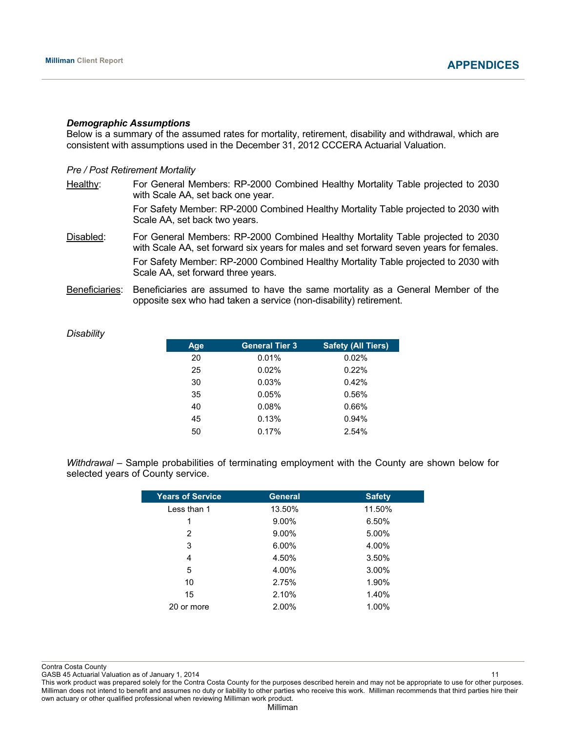***Demographic Assumptions***

Below is a summary of the assumed rates for mortality, retirement, disability and withdrawal, which are consistent with assumptions used in the December 31, 2012 CCCERA Actuarial Valuation.

*Pre / Post Retirement Mortality*

Healthy: For General Members: RP-2000 Combined Healthy Mortality Table projected to 2030 with Scale AA, set back one year.

For Safety Member: RP-2000 Combined Healthy Mortality Table projected to 2030 with Scale AA, set back two years.

Disabled: For General Members: RP-2000 Combined Healthy Mortality Table projected to 2030 with Scale AA, set forward six years for males and set forward seven years for females.

For Safety Member: RP-2000 Combined Healthy Mortality Table projected to 2030 with Scale AA, set forward three years.

Beneficiaries: Beneficiaries are assumed to have the same mortality as a General Member of the opposite sex who had taken a service (non-disability) retirement.

*Disability*

| Age | General Tier 3 | Safety (All Tiers) |
|---|---|---|
| 20 | 0.01% | 0.02% |
| 25 | 0.02% | 0.22% |
| 30 | 0.03% | 0.42% |
| 35 | 0.05% | 0.56% |
| 40 | 0.08% | 0.66% |
| 45 | 0.13% | 0.94% |
| 50 | 0.17% | 2.54% |

*Withdrawal* – Sample probabilities of terminating employment with the County are shown below for selected years of County service.

| Years of Service | General | Safety |
|---|---|---|
| Less than 1 | 13.50% | 11.50% |
| 1 | 9.00% | 6.50% |
| 2 | 9.00% | 5.00% |
| 3 | 6.00% | 4.00% |
| 4 | 4.50% | 3.50% |
| 5 | 4.00% | 3.00% |
| 10 | 2.75% | 1.90% |
| 15 | 2.10% | 1.40% |
| 20 or more | 2.00% | 1.00% |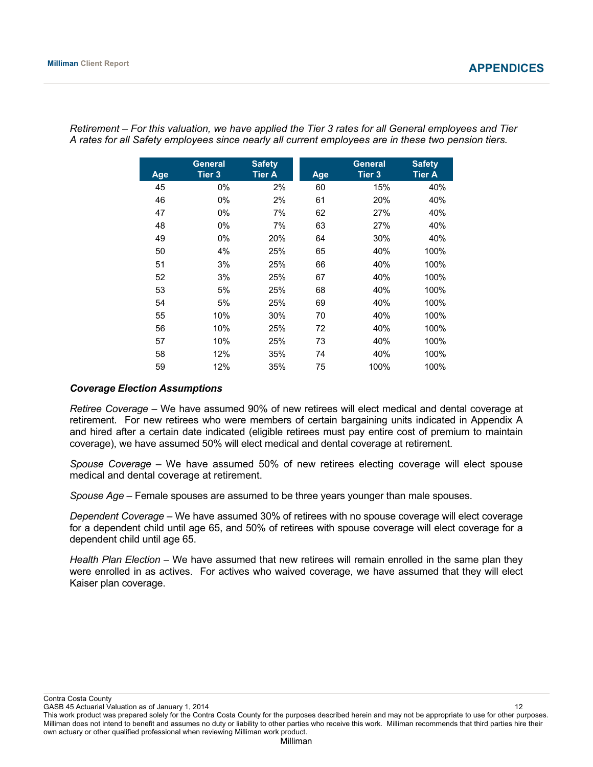*Retirement – For this valuation, we have applied the Tier 3 rates for all General employees and Tier A rates for all Safety employees since nearly all current employees are in these two pension tiers.*

| Age | General Tier 3 | Safety Tier A | Age | General Tier 3 | Safety Tier A |
|---|---|---|---|---|---|
| 45 | 0% | 2% | 60 | 15% | 40% |
| 46 | 0% | 2% | 61 | 20% | 40% |
| 47 | 0% | 7% | 62 | 27% | 40% |
| 48 | 0% | 7% | 63 | 27% | 40% |
| 49 | 0% | 20% | 64 | 30% | 40% |
| 50 | 4% | 25% | 65 | 40% | 100% |
| 51 | 3% | 25% | 66 | 40% | 100% |
| 52 | 3% | 25% | 67 | 40% | 100% |
| 53 | 5% | 25% | 68 | 40% | 100% |
| 54 | 5% | 25% | 69 | 40% | 100% |
| 55 | 10% | 30% | 70 | 40% | 100% |
| 56 | 10% | 25% | 72 | 40% | 100% |
| 57 | 10% | 25% | 73 | 40% | 100% |
| 58 | 12% | 35% | 74 | 40% | 100% |
| 59 | 12% | 35% | 75 | 100% | 100% |

***Coverage Election Assumptions***

*Retiree Coverage* – We have assumed 90% of new retirees will elect medical and dental coverage at retirement. For new retirees who were members of certain bargaining units indicated in Appendix A and hired after a certain date indicated (eligible retirees must pay entire cost of premium to maintain coverage), we have assumed 50% will elect medical and dental coverage at retirement.

*Spouse Coverage* – We have assumed 50% of new retirees electing coverage will elect spouse medical and dental coverage at retirement.

*Spouse Age* – Female spouses are assumed to be three years younger than male spouses.

*Dependent Coverage* – We have assumed 30% of retirees with no spouse coverage will elect coverage for a dependent child until age 65, and 50% of retirees with spouse coverage will elect coverage for a dependent child until age 65.

*Health Plan Election* – We have assumed that new retirees will remain enrolled in the same plan they were enrolled in as actives. For actives who waived coverage, we have assumed that they will elect Kaiser plan coverage.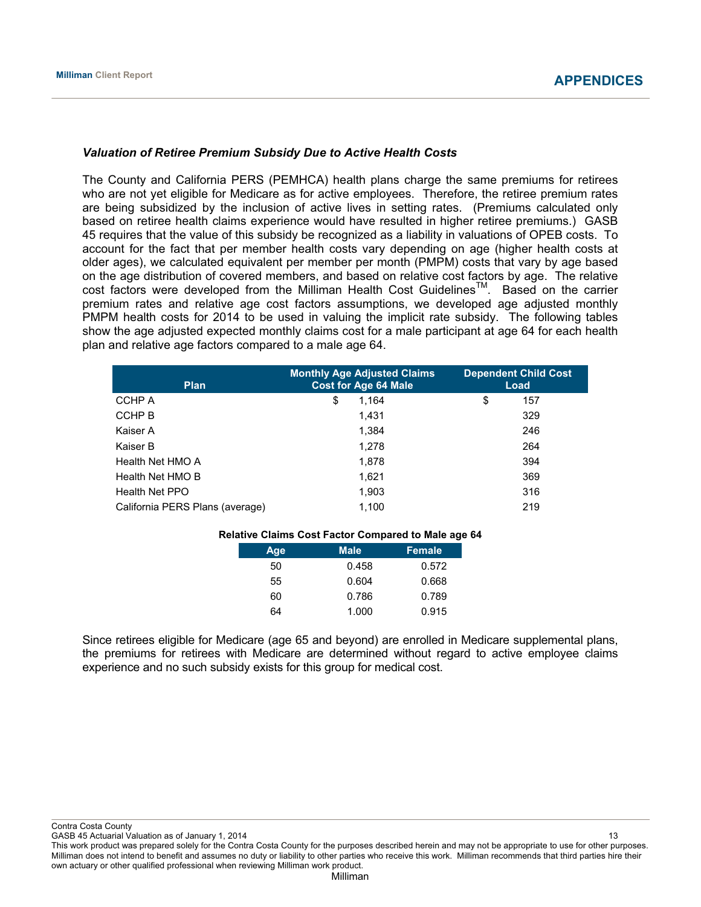### *Valuation of Retiree Premium Subsidy Due to Active Health Costs*

The County and California PERS (PEMHCA) health plans charge the same premiums for retirees who are not yet eligible for Medicare as for active employees. Therefore, the retiree premium rates are being subsidized by the inclusion of active lives in setting rates. (Premiums calculated only based on retiree health claims experience would have resulted in higher retiree premiums.) GASB 45 requires that the value of this subsidy be recognized as a liability in valuations of OPEB costs. To account for the fact that per member health costs vary depending on age (higher health costs at older ages), we calculated equivalent per member per month (PMPM) costs that vary by age based on the age distribution of covered members, and based on relative cost factors by age. The relative cost factors were developed from the Milliman Health Cost Guidelines™. Based on the carrier premium rates and relative age cost factors assumptions, we developed age adjusted monthly PMPM health costs for 2014 to be used in valuing the implicit rate subsidy. The following tables show the age adjusted expected monthly claims cost for a male participant at age 64 for each health plan and relative age factors compared to a male age 64.

| Plan | Monthly Age Adjusted Claims Cost for Age 64 Male | Dependent Child Cost Load |
|---|---|---|
| CCHP A | $ 1,164 | $ 157 |
| CCHP B | 1,431 | 329 |
| Kaiser A | 1,384 | 246 |
| Kaiser B | 1,278 | 264 |
| Health Net HMO A | 1,878 | 394 |
| Health Net HMO B | 1,621 | 369 |
| Health Net PPO | 1,903 | 316 |
| California PERS Plans (average) | 1,100 | 219 |

**Relative Claims Cost Factor Compared to Male age 64**

| Age | Male | Female |
|---|---|---|
| 50 | 0.458 | 0.572 |
| 55 | 0.604 | 0.668 |
| 60 | 0.786 | 0.789 |
| 64 | 1.000 | 0.915 |

Since retirees eligible for Medicare (age 65 and beyond) are enrolled in Medicare supplemental plans, the premiums for retirees with Medicare are determined without regard to active employee claims experience and no such subsidy exists for this group for medical cost.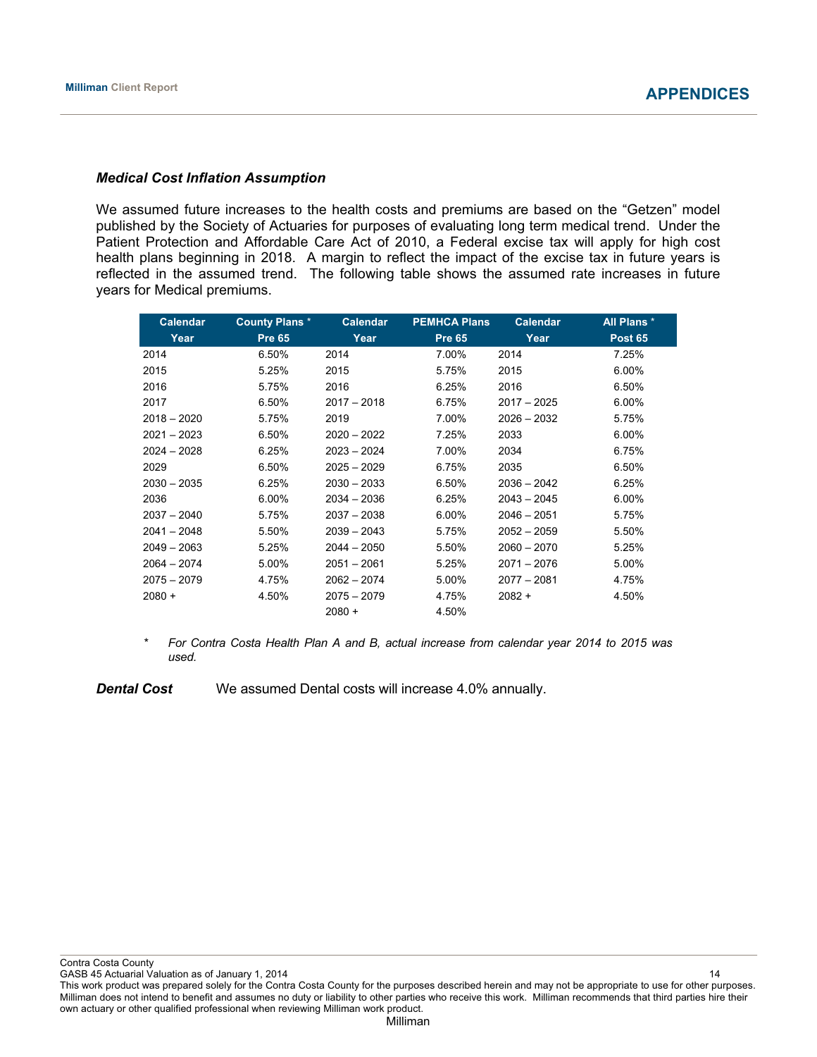### *Medical Cost Inflation Assumption*

We assumed future increases to the health costs and premiums are based on the "Getzen" model published by the Society of Actuaries for purposes of evaluating long term medical trend. Under the Patient Protection and Affordable Care Act of 2010, a Federal excise tax will apply for high cost health plans beginning in 2018. A margin to reflect the impact of the excise tax in future years is reflected in the assumed trend. The following table shows the assumed rate increases in future years for Medical premiums.

| Calendar Year | County Plans * Pre 65 | Calendar Year | PEMHCA Plans Pre 65 | Calendar Year | All Plans * Post 65 |
|---|---|---|---|---|---|
| 2014 | 6.50% | 2014 | 7.00% | 2014 | 7.25% |
| 2015 | 5.25% | 2015 | 5.75% | 2015 | 6.00% |
| 2016 | 5.75% | 2016 | 6.25% | 2016 | 6.50% |
| 2017 | 6.50% | 2017 – 2018 | 6.75% | 2017 – 2025 | 6.00% |
| 2018 – 2020 | 5.75% | 2019 | 7.00% | 2026 – 2032 | 5.75% |
| 2021 – 2023 | 6.50% | 2020 – 2022 | 7.25% | 2033 | 6.00% |
| 2024 – 2028 | 6.25% | 2023 – 2024 | 7.00% | 2034 | 6.75% |
| 2029 | 6.50% | 2025 – 2029 | 6.75% | 2035 | 6.50% |
| 2030 – 2035 | 6.25% | 2030 – 2033 | 6.50% | 2036 – 2042 | 6.25% |
| 2036 | 6.00% | 2034 – 2036 | 6.25% | 2043 – 2045 | 6.00% |
| 2037 – 2040 | 5.75% | 2037 – 2038 | 6.00% | 2046 – 2051 | 5.75% |
| 2041 – 2048 | 5.50% | 2039 – 2043 | 5.75% | 2052 – 2059 | 5.50% |
| 2049 – 2063 | 5.25% | 2044 – 2050 | 5.50% | 2060 – 2070 | 5.25% |
| 2064 – 2074 | 5.00% | 2051 – 2061 | 5.25% | 2071 – 2076 | 5.00% |
| 2075 – 2079 | 4.75% | 2062 – 2074 | 5.00% | 2077 – 2081 | 4.75% |
| 2080 + | 4.50% | 2075 – 2079 | 4.75% | 2082 + | 4.50% |
| | | 2080 + | 4.50% | | |

\* *For Contra Costa Health Plan A and B, actual increase from calendar year 2014 to 2015 was used.*

***Dental Cost*** We assumed Dental costs will increase 4.0% annually.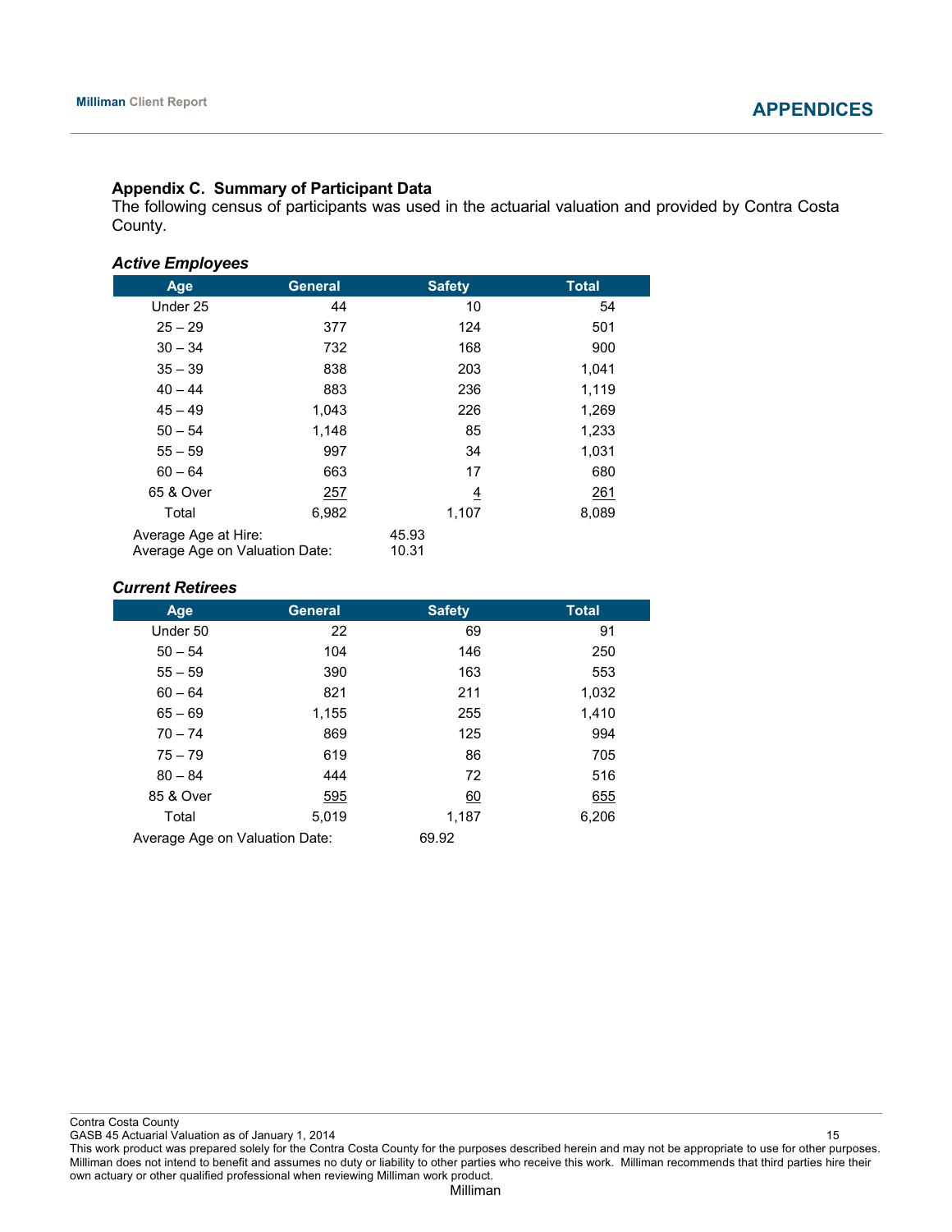## Appendix C. Summary of Participant Data

The following census of participants was used in the actuarial valuation and provided by Contra Costa County.

### *Active Employees*

| Age | General | Safety | Total |
|---|---|---|---|
| Under 25 | 44 | 10 | 54 |
| 25 – 29 | 377 | 124 | 501 |
| 30 – 34 | 732 | 168 | 900 |
| 35 – 39 | 838 | 203 | 1,041 |
| 40 – 44 | 883 | 236 | 1,119 |
| 45 – 49 | 1,043 | 226 | 1,269 |
| 50 – 54 | 1,148 | 85 | 1,233 |
| 55 – 59 | 997 | 34 | 1,031 |
| 60 – 64 | 663 | 17 | 680 |
| 65 & Over | 257 | 4 | 261 |
| Total | 6,982 | 1,107 | 8,089 |

Average Age at Hire: 45.93
Average Age on Valuation Date: 10.31

### *Current Retirees*

| Age | General | Safety | Total |
|---|---|---|---|
| Under 50 | 22 | 69 | 91 |
| 50 – 54 | 104 | 146 | 250 |
| 55 – 59 | 390 | 163 | 553 |
| 60 – 64 | 821 | 211 | 1,032 |
| 65 – 69 | 1,155 | 255 | 1,410 |
| 70 – 74 | 869 | 125 | 994 |
| 75 – 79 | 619 | 86 | 705 |
| 80 – 84 | 444 | 72 | 516 |
| 85 & Over | 595 | 60 | 655 |
| Total | 5,019 | 1,187 | 6,206 |

Average Age on Valuation Date: 69.92